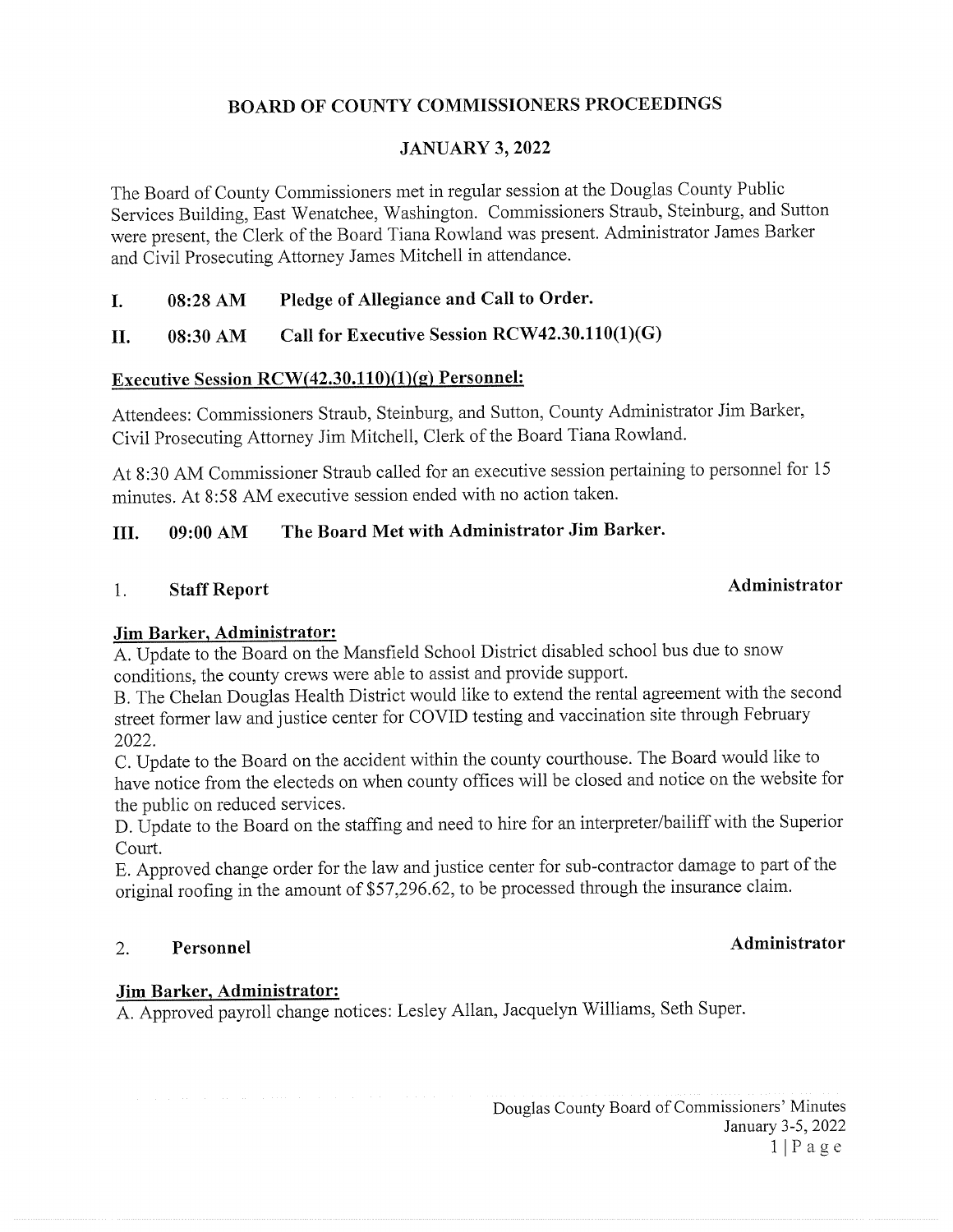# BOARD OF COUNTY COMMISSIONERS PROCEEDINGS

## JANUARY 3, 2022

The Board of County Commissioners met in regular session at the Douglas County Public Services Building, East Wenatchee, Washington. Commissioners Straub, Steinburg, and Sutton were present, the Clerk of the Board Tiana Rowland was present. Administrator James Barker and Civil Prosecuting Attorney James Mitchell in attendance.

**I. 08:28 AM Pledge of Allegiance and Call to Order.**

**II. 08:30 AM Call for Executive Session RCW42.30.110(1)(G)**

**Executive Session RCW(42.30.110)(1)(g) Personnel:**

Attendees: Commissioners Straub, Steinburg, and Sutton, County Administrator Jim Barker, Civil Prosecuting Attorney Jim Mitchell, Clerk of the Board Tiana Rowland.

At 8:30 AM Commissioner Straub called for an executive session pertaining to personnel for 15 minutes. At 8:58 AM executive session ended with no action taken.

**III. 09:00 AM The Board Met with Administrator Jim Barker.**

**1. Staff Report** **Administrator**

**Jim Barker, Administrator:**

A. Update to the Board on the Mansfield School District disabled school bus due to snow conditions, the county crews were able to assist and provide support.

B. The Chelan Douglas Health District would like to extend the rental agreement with the second street former law and justice center for COVID testing and vaccination site through February 2022.

C. Update to the Board on the accident within the county courthouse. The Board would like to have notice from the electeds on when county offices will be closed and notice on the website for the public on reduced services.

D. Update to the Board on the staffing and need to hire for an interpreter/bailiff with the Superior Court.

E. Approved change order for the law and justice center for sub-contractor damage to part of the original roofing in the amount of $57,296.62, to be processed through the insurance claim.

**2. Personnel** **Administrator**

**Jim Barker, Administrator:**

A. Approved payroll change notices: Lesley Allan, Jacquelyn Williams, Seth Super.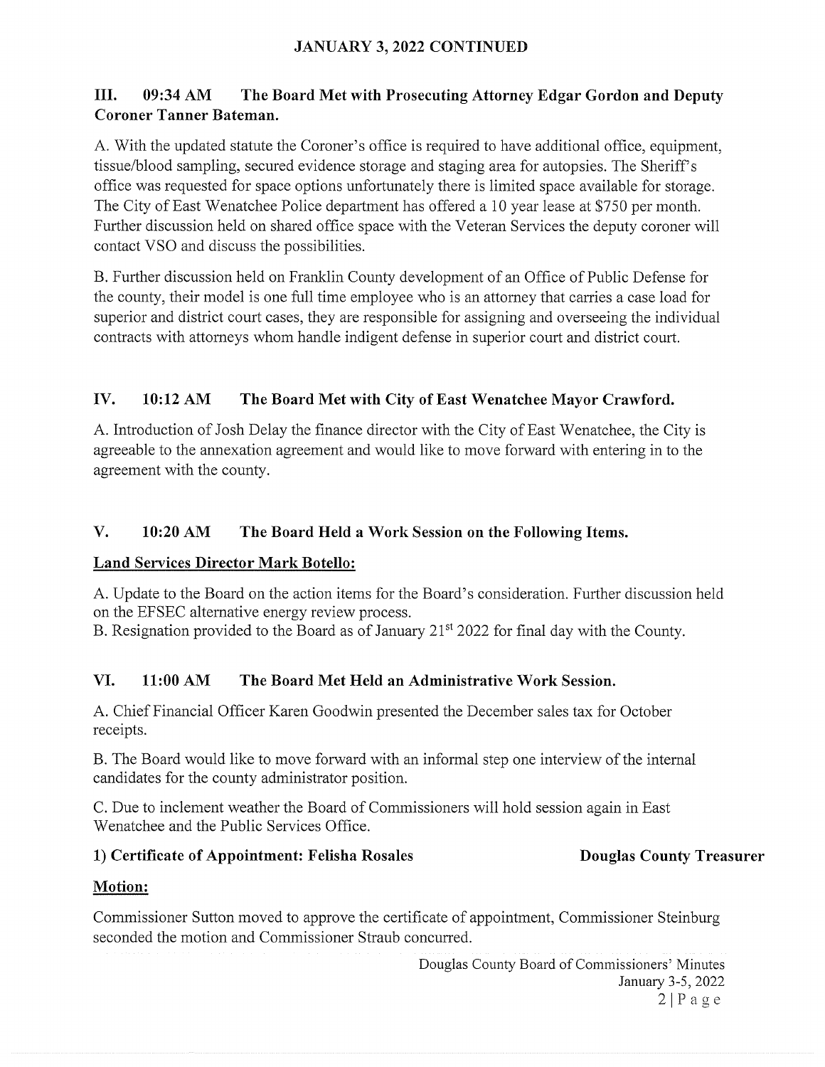**JANUARY 3, 2022 CONTINUED**

## III. 09:34 AM The Board Met with Prosecuting Attorney Edgar Gordon and Deputy Coroner Tanner Bateman.

A. With the updated statute the Coroner's office is required to have additional office, equipment, tissue/blood sampling, secured evidence storage and staging area for autopsies. The Sheriff's office was requested for space options unfortunately there is limited space available for storage. The City of East Wenatchee Police department has offered a 10 year lease at $750 per month. Further discussion held on shared office space with the Veteran Services the deputy coroner will contact VSO and discuss the possibilities.

B. Further discussion held on Franklin County development of an Office of Public Defense for the county, their model is one full time employee who is an attorney that carries a case load for superior and district court cases, they are responsible for assigning and overseeing the individual contracts with attorneys whom handle indigent defense in superior court and district court.

## IV. 10:12 AM The Board Met with City of East Wenatchee Mayor Crawford.

A. Introduction of Josh Delay the finance director with the City of East Wenatchee, the City is agreeable to the annexation agreement and would like to move forward with entering in to the agreement with the county.

## V. 10:20 AM The Board Held a Work Session on the Following Items.

**Land Services Director Mark Botello:**

A. Update to the Board on the action items for the Board's consideration. Further discussion held on the EFSEC alternative energy review process.
B. Resignation provided to the Board as of January 21st 2022 for final day with the County.

## VI. 11:00 AM The Board Met Held an Administrative Work Session.

A. Chief Financial Officer Karen Goodwin presented the December sales tax for October receipts.

B. The Board would like to move forward with an informal step one interview of the internal candidates for the county administrator position.

C. Due to inclement weather the Board of Commissioners will hold session again in East Wenatchee and the Public Services Office.

**1) Certificate of Appointment: Felisha Rosales** **Douglas County Treasurer**

**Motion:**

Commissioner Sutton moved to approve the certificate of appointment, Commissioner Steinburg seconded the motion and Commissioner Straub concurred.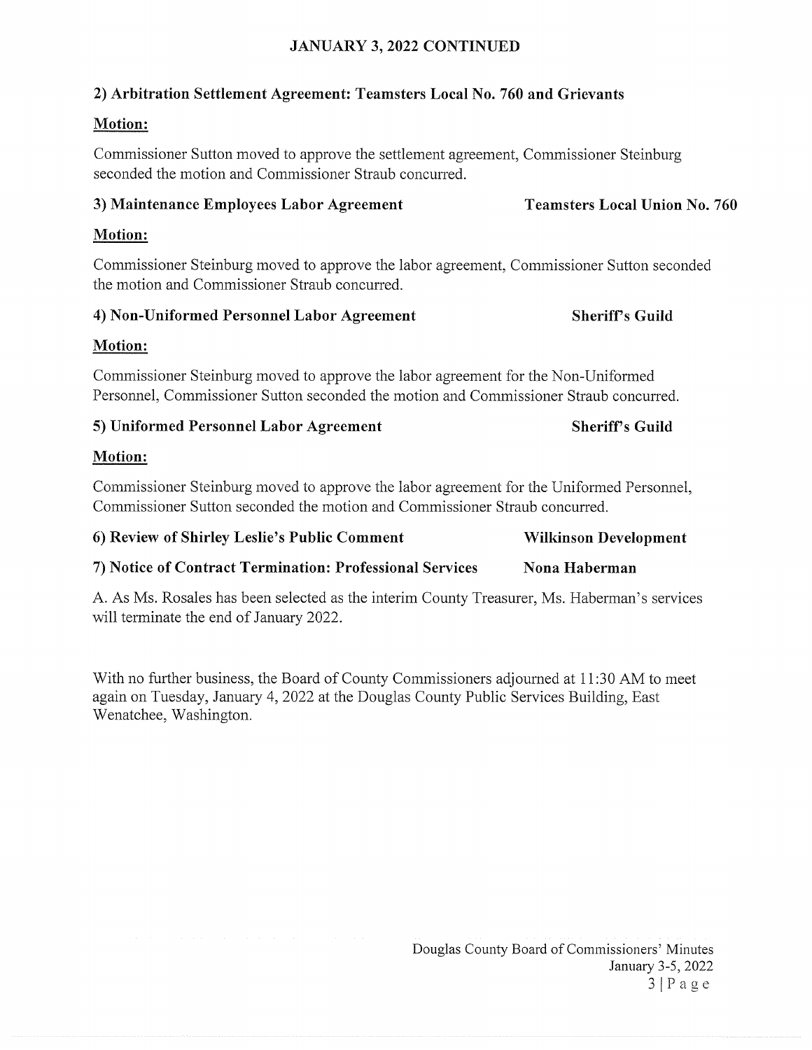## JANUARY 3, 2022 CONTINUED

**2) Arbitration Settlement Agreement: Teamsters Local No. 760 and Grievants**

**Motion:**

Commissioner Sutton moved to approve the settlement agreement, Commissioner Steinburg seconded the motion and Commissioner Straub concurred.

**3) Maintenance Employees Labor Agreement — Teamsters Local Union No. 760**

**Motion:**

Commissioner Steinburg moved to approve the labor agreement, Commissioner Sutton seconded the motion and Commissioner Straub concurred.

**4) Non-Uniformed Personnel Labor Agreement — Sheriff's Guild**

**Motion:**

Commissioner Steinburg moved to approve the labor agreement for the Non-Uniformed Personnel, Commissioner Sutton seconded the motion and Commissioner Straub concurred.

**5) Uniformed Personnel Labor Agreement — Sheriff's Guild**

**Motion:**

Commissioner Steinburg moved to approve the labor agreement for the Uniformed Personnel, Commissioner Sutton seconded the motion and Commissioner Straub concurred.

**6) Review of Shirley Leslie's Public Comment — Wilkinson Development**

**7) Notice of Contract Termination: Professional Services — Nona Haberman**

A. As Ms. Rosales has been selected as the interim County Treasurer, Ms. Haberman's services will terminate the end of January 2022.

With no further business, the Board of County Commissioners adjourned at 11:30 AM to meet again on Tuesday, January 4, 2022 at the Douglas County Public Services Building, East Wenatchee, Washington.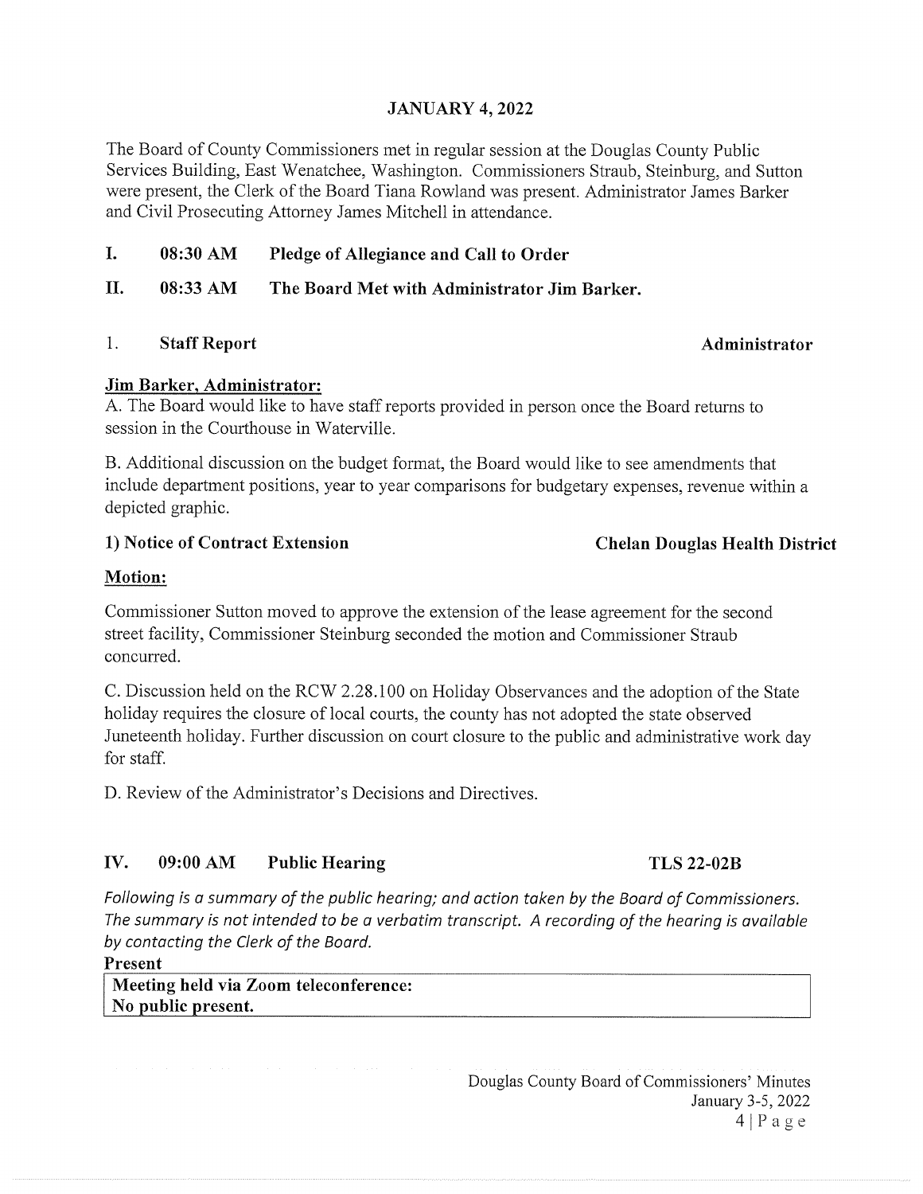## JANUARY 4, 2022

The Board of County Commissioners met in regular session at the Douglas County Public Services Building, East Wenatchee, Washington. Commissioners Straub, Steinburg, and Sutton were present, the Clerk of the Board Tiana Rowland was present. Administrator James Barker and Civil Prosecuting Attorney James Mitchell in attendance.

**I. 08:30 AM Pledge of Allegiance and Call to Order**

**II. 08:33 AM The Board Met with Administrator Jim Barker.**

1. **Staff Report** **Administrator**

**Jim Barker, Administrator:**

A. The Board would like to have staff reports provided in person once the Board returns to session in the Courthouse in Waterville.

B. Additional discussion on the budget format, the Board would like to see amendments that include department positions, year to year comparisons for budgetary expenses, revenue within a depicted graphic.

**1) Notice of Contract Extension** **Chelan Douglas Health District**

**Motion:**

Commissioner Sutton moved to approve the extension of the lease agreement for the second street facility, Commissioner Steinburg seconded the motion and Commissioner Straub concurred.

C. Discussion held on the RCW 2.28.100 on Holiday Observances and the adoption of the State holiday requires the closure of local courts, the county has not adopted the state observed Juneteenth holiday. Further discussion on court closure to the public and administrative work day for staff.

D. Review of the Administrator's Decisions and Directives.

**IV. 09:00 AM Public Hearing** **TLS 22-02B**

*Following is a summary of the public hearing; and action taken by the Board of Commissioners. The summary is not intended to be a verbatim transcript. A recording of the hearing is available by contacting the Clerk of the Board.*

**Present**

| **Meeting held via Zoom teleconference:** **No public present.** |
|---|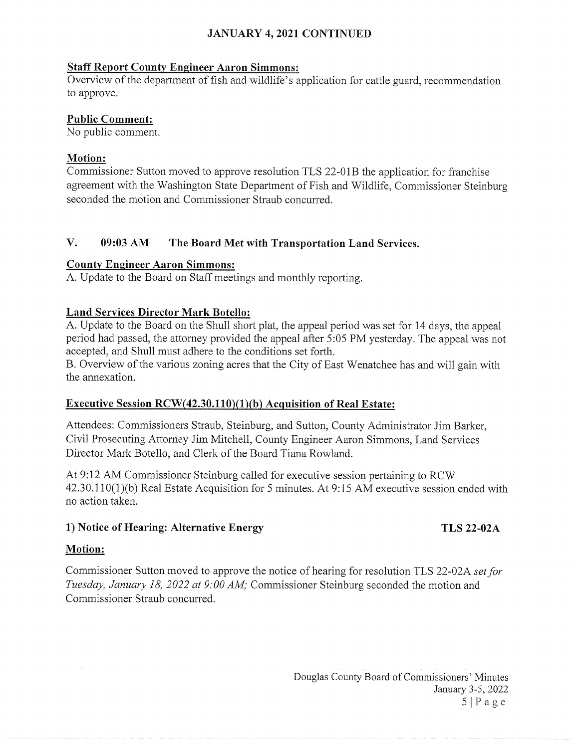## JANUARY 4, 2021 CONTINUED

**Staff Report County Engineer Aaron Simmons:**
Overview of the department of fish and wildlife's application for cattle guard, recommendation to approve.

**Public Comment:**
No public comment.

**Motion:**
Commissioner Sutton moved to approve resolution TLS 22-01B the application for franchise agreement with the Washington State Department of Fish and Wildlife, Commissioner Steinburg seconded the motion and Commissioner Straub concurred.

## V. 09:03 AM The Board Met with Transportation Land Services.

**County Engineer Aaron Simmons:**
A. Update to the Board on Staff meetings and monthly reporting.

**Land Services Director Mark Botello:**
A. Update to the Board on the Shull short plat, the appeal period was set for 14 days, the appeal period had passed, the attorney provided the appeal after 5:05 PM yesterday. The appeal was not accepted, and Shull must adhere to the conditions set forth.
B. Overview of the various zoning acres that the City of East Wenatchee has and will gain with the annexation.

**Executive Session RCW(42.30.110)(1)(b) Acquisition of Real Estate:**

Attendees: Commissioners Straub, Steinburg, and Sutton, County Administrator Jim Barker, Civil Prosecuting Attorney Jim Mitchell, County Engineer Aaron Simmons, Land Services Director Mark Botello, and Clerk of the Board Tiana Rowland.

At 9:12 AM Commissioner Steinburg called for executive session pertaining to RCW 42.30.110(1)(b) Real Estate Acquisition for 5 minutes. At 9:15 AM executive session ended with no action taken.

**1) Notice of Hearing: Alternative Energy** **TLS 22-02A**

**Motion:**

Commissioner Sutton moved to approve the notice of hearing for resolution TLS 22-02A *set for Tuesday, January 18, 2022 at 9:00 AM;* Commissioner Steinburg seconded the motion and Commissioner Straub concurred.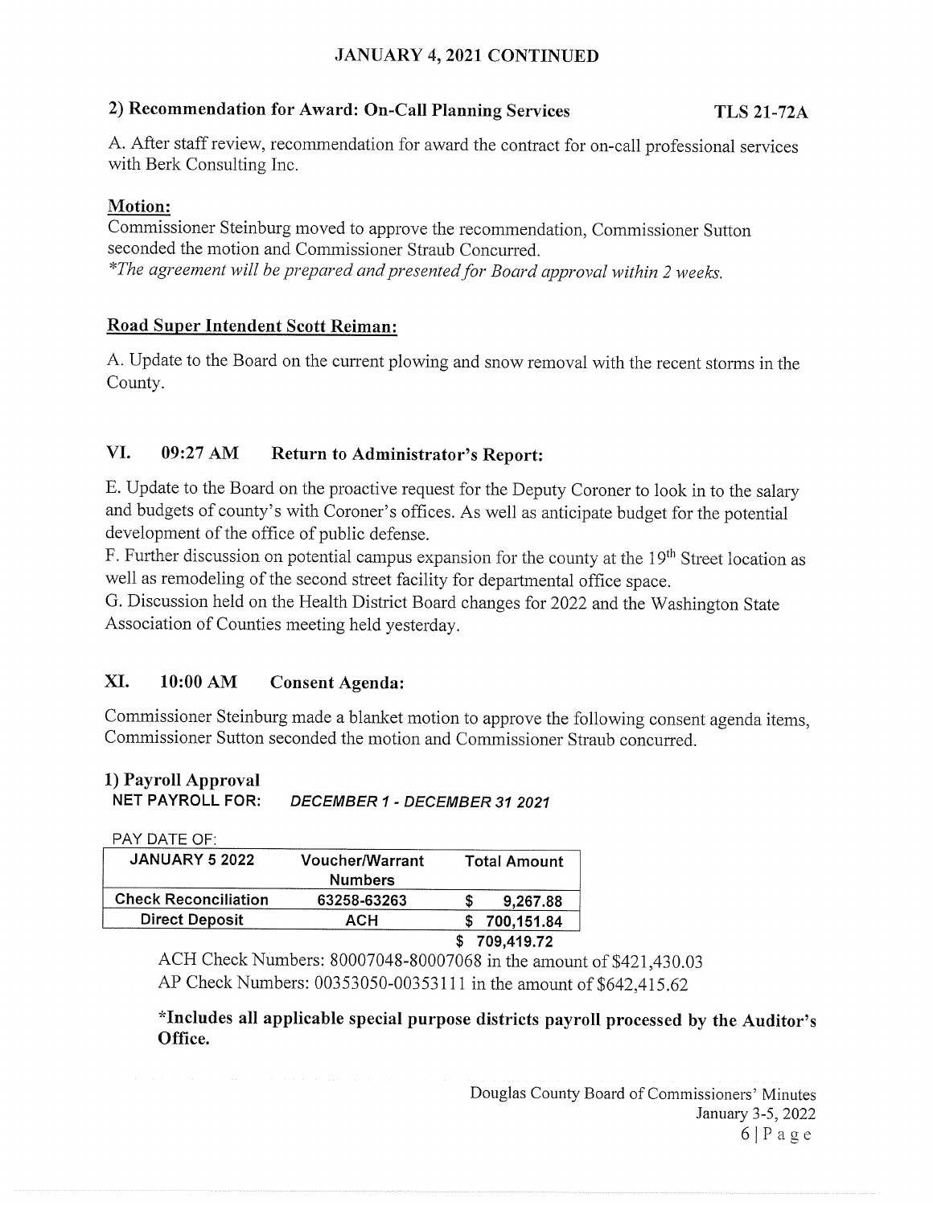## JANUARY 4, 2021 CONTINUED

### 2) Recommendation for Award: On-Call Planning Services — TLS 21-72A

A. After staff review, recommendation for award the contract for on-call professional services with Berk Consulting Inc.

**Motion:**

Commissioner Steinburg moved to approve the recommendation, Commissioner Sutton seconded the motion and Commissioner Straub Concurred.

*\*The agreement will be prepared and presented for Board approval within 2 weeks.*

**Road Super Intendent Scott Reiman:**

A. Update to the Board on the current plowing and snow removal with the recent storms in the County.

## VI. 09:27 AM Return to Administrator's Report:

E. Update to the Board on the proactive request for the Deputy Coroner to look in to the salary and budgets of county's with Coroner's offices. As well as anticipate budget for the potential development of the office of public defense.

F. Further discussion on potential campus expansion for the county at the 19th Street location as well as remodeling of the second street facility for departmental office space.

G. Discussion held on the Health District Board changes for 2022 and the Washington State Association of Counties meeting held yesterday.

## XI. 10:00 AM Consent Agenda:

Commissioner Steinburg made a blanket motion to approve the following consent agenda items, Commissioner Sutton seconded the motion and Commissioner Straub concurred.

### 1) Payroll Approval

**NET PAYROLL FOR:** ***DECEMBER 1 - DECEMBER 31 2021***

PAY DATE OF:

| JANUARY 5 2022 | Voucher/Warrant Numbers | Total Amount |
|---|---|---|
| Check Reconciliation | 63258-63263 | $ 9,267.88 |
| Direct Deposit | ACH | $ 700,151.84 |
| | | **$ 709,419.72** |

ACH Check Numbers: 80007048-80007068 in the amount of $421,430.03

AP Check Numbers: 00353050-00353111 in the amount of $642,415.62

**\*Includes all applicable special purpose districts payroll processed by the Auditor's Office.**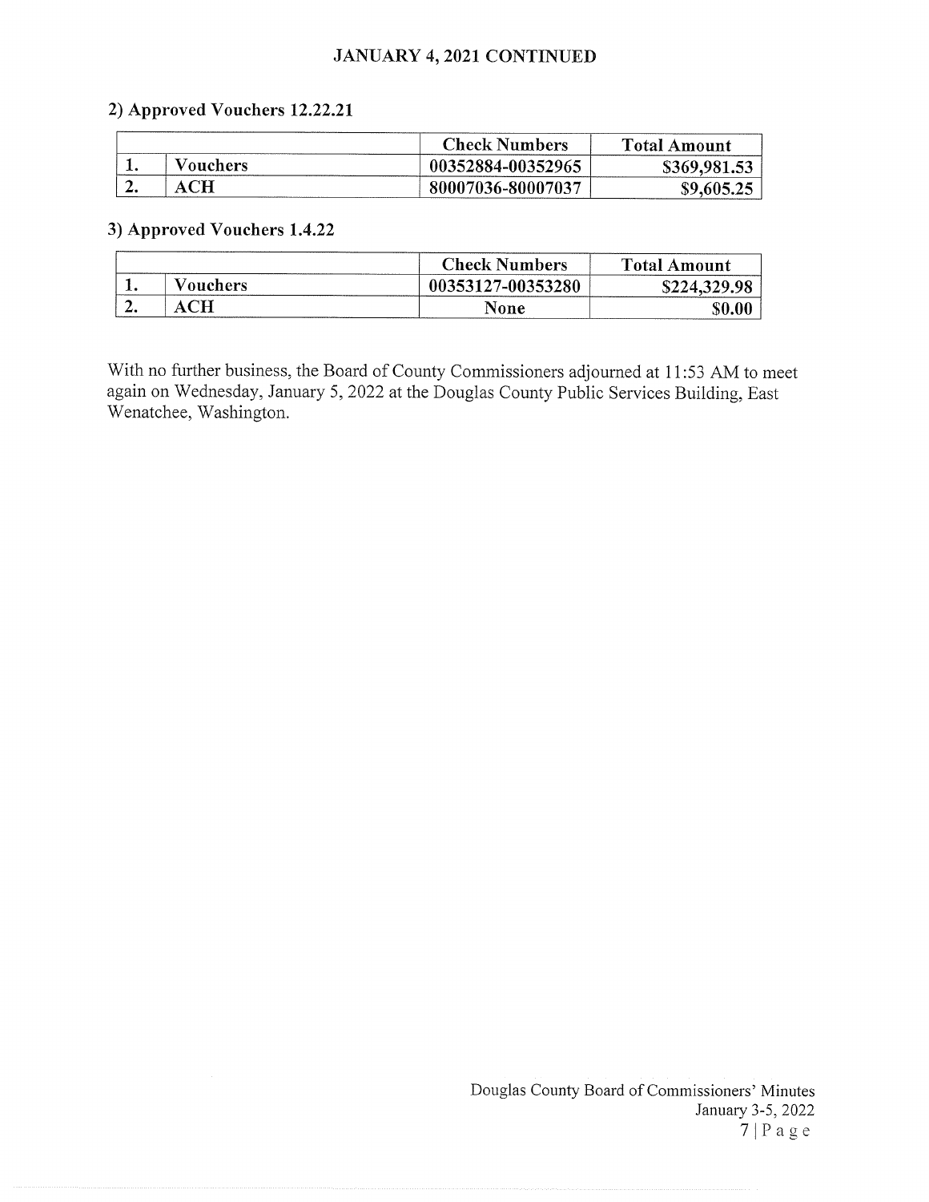## JANUARY 4, 2021 CONTINUED

### 2) Approved Vouchers 12.22.21

| | | Check Numbers | Total Amount |
|---|---|---|---|
| 1. | Vouchers | 00352884-00352965 | $369,981.53 |
| 2. | ACH | 80007036-80007037 | $9,605.25 |

### 3) Approved Vouchers 1.4.22

| | | Check Numbers | Total Amount |
|---|---|---|---|
| 1. | Vouchers | 00353127-00353280 | $224,329.98 |
| 2. | ACH | None | $0.00 |

With no further business, the Board of County Commissioners adjourned at 11:53 AM to meet again on Wednesday, January 5, 2022 at the Douglas County Public Services Building, East Wenatchee, Washington.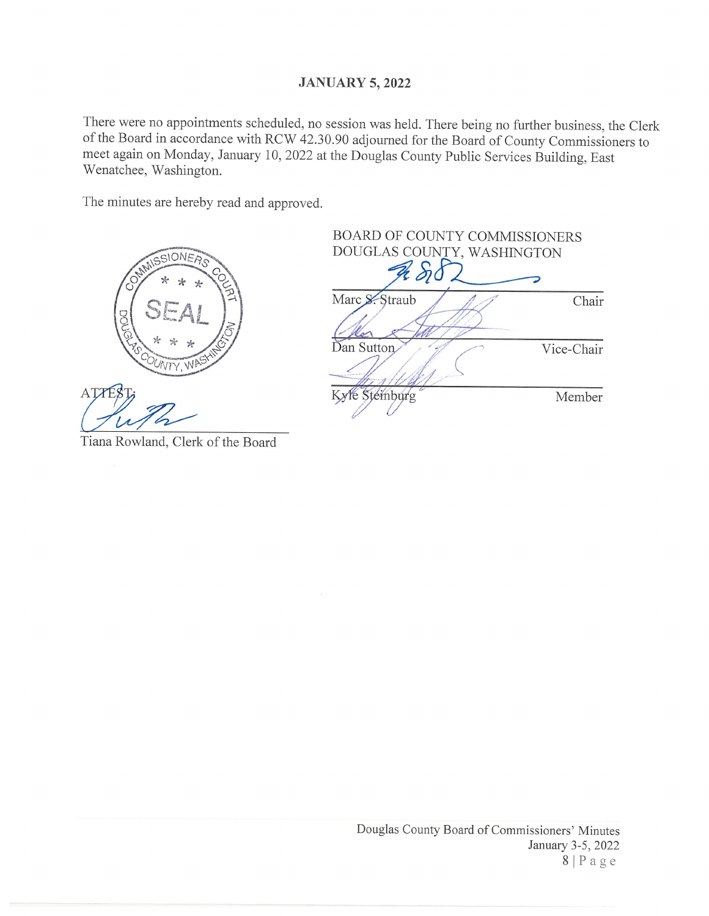## JANUARY 5, 2022

There were no appointments scheduled, no session was held. There being no further business, the Clerk of the Board in accordance with RCW 42.30.90 adjourned for the Board of County Commissioners to meet again on Monday, January 10, 2022 at the Douglas County Public Services Building, East Wenatchee, Washington.

The minutes are hereby read and approved.

BOARD OF COUNTY COMMISSIONERS
DOUGLAS COUNTY, WASHINGTON

| | |
|---|---|
| Marc S. Straub | Chair |
| Dan Sutton | Vice-Chair |
| Kyle Steinburg | Member |

COMMISSIONERS COURT SEAL DOUGLAS COUNTY, WASHINGTON

ATTEST:

Tiana Rowland, Clerk of the Board